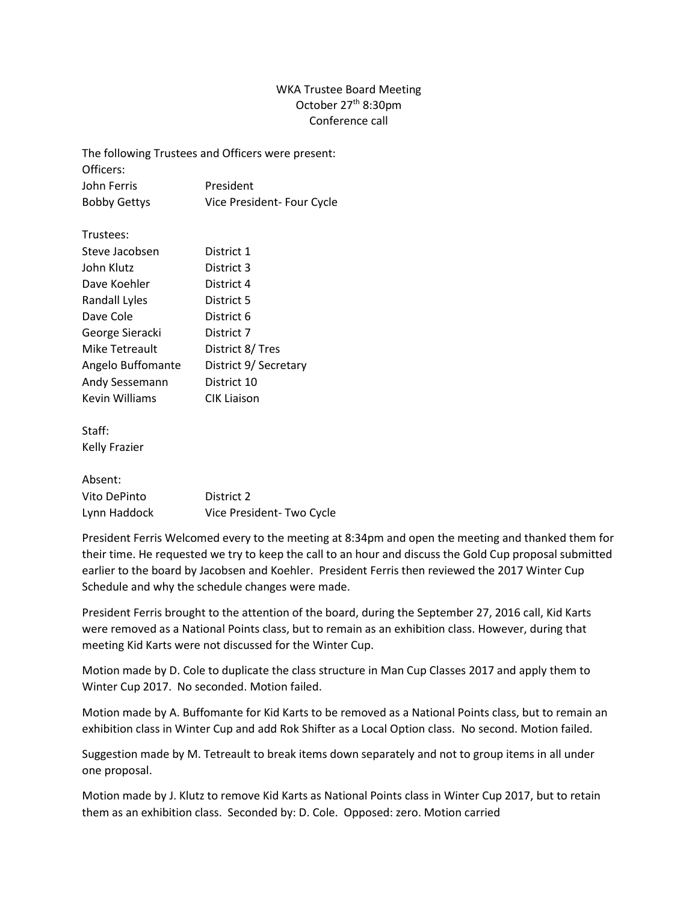WKA Trustee Board Meeting
October 27th 8:30pm
Conference call

The following Trustees and Officers were present:

Officers:

| | |
|---|---|
| John Ferris | President |
| Bobby Gettys | Vice President- Four Cycle |

Trustees:

| | |
|---|---|
| Steve Jacobsen | District 1 |
| John Klutz | District 3 |
| Dave Koehler | District 4 |
| Randall Lyles | District 5 |
| Dave Cole | District 6 |
| George Sieracki | District 7 |
| Mike Tetreault | District 8/ Tres |
| Angelo Buffomante | District 9/ Secretary |
| Andy Sessemann | District 10 |
| Kevin Williams | CIK Liaison |

Staff:
Kelly Frazier

Absent:

| | |
|---|---|
| Vito DePinto | District 2 |
| Lynn Haddock | Vice President- Two Cycle |

President Ferris Welcomed every to the meeting at 8:34pm and open the meeting and thanked them for their time. He requested we try to keep the call to an hour and discuss the Gold Cup proposal submitted earlier to the board by Jacobsen and Koehler. President Ferris then reviewed the 2017 Winter Cup Schedule and why the schedule changes were made.

President Ferris brought to the attention of the board, during the September 27, 2016 call, Kid Karts were removed as a National Points class, but to remain as an exhibition class. However, during that meeting Kid Karts were not discussed for the Winter Cup.

Motion made by D. Cole to duplicate the class structure in Man Cup Classes 2017 and apply them to Winter Cup 2017. No seconded. Motion failed.

Motion made by A. Buffomante for Kid Karts to be removed as a National Points class, but to remain an exhibition class in Winter Cup and add Rok Shifter as a Local Option class. No second. Motion failed.

Suggestion made by M. Tetreault to break items down separately and not to group items in all under one proposal.

Motion made by J. Klutz to remove Kid Karts as National Points class in Winter Cup 2017, but to retain them as an exhibition class. Seconded by: D. Cole. Opposed: zero. Motion carried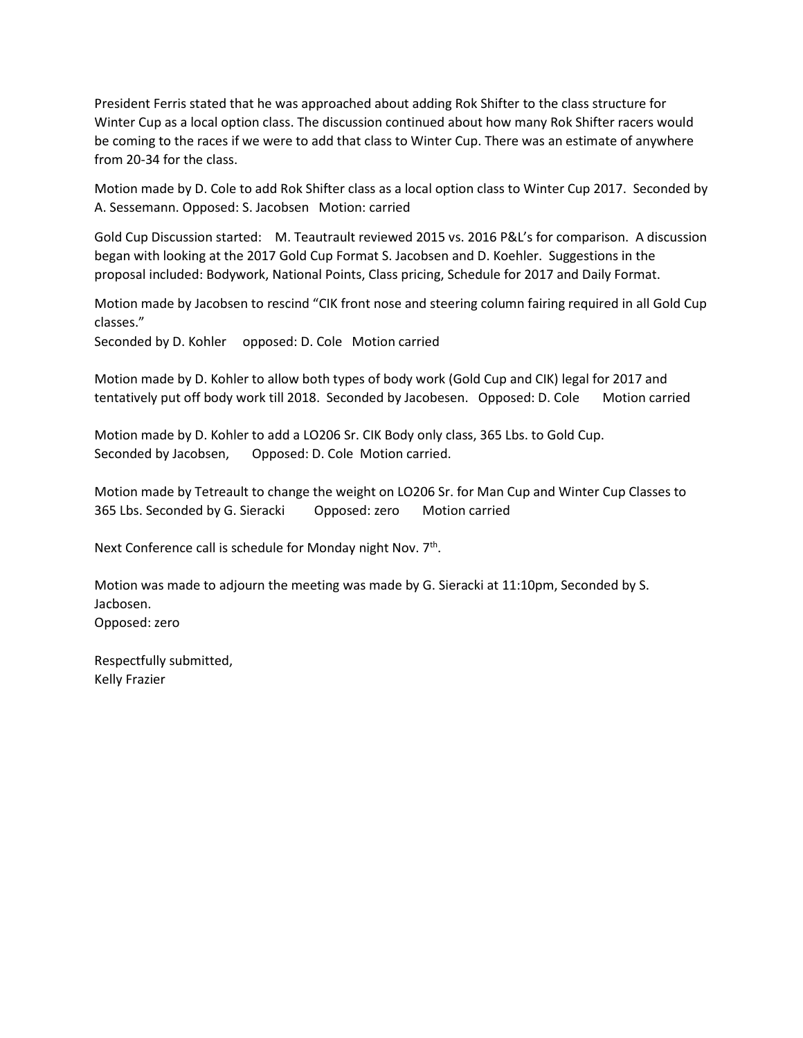President Ferris stated that he was approached about adding Rok Shifter to the class structure for Winter Cup as a local option class. The discussion continued about how many Rok Shifter racers would be coming to the races if we were to add that class to Winter Cup. There was an estimate of anywhere from 20-34 for the class.

Motion made by D. Cole to add Rok Shifter class as a local option class to Winter Cup 2017. Seconded by A. Sessemann. Opposed: S. Jacobsen Motion: carried

Gold Cup Discussion started: M. Teautrault reviewed 2015 vs. 2016 P&L's for comparison. A discussion began with looking at the 2017 Gold Cup Format S. Jacobsen and D. Koehler. Suggestions in the proposal included: Bodywork, National Points, Class pricing, Schedule for 2017 and Daily Format.

Motion made by Jacobsen to rescind "CIK front nose and steering column fairing required in all Gold Cup classes."
Seconded by D. Kohler opposed: D. Cole Motion carried

Motion made by D. Kohler to allow both types of body work (Gold Cup and CIK) legal for 2017 and tentatively put off body work till 2018. Seconded by Jacobesen. Opposed: D. Cole Motion carried

Motion made by D. Kohler to add a LO206 Sr. CIK Body only class, 365 Lbs. to Gold Cup.
Seconded by Jacobsen, Opposed: D. Cole Motion carried.

Motion made by Tetreault to change the weight on LO206 Sr. for Man Cup and Winter Cup Classes to 365 Lbs. Seconded by G. Sieracki Opposed: zero Motion carried

Next Conference call is schedule for Monday night Nov. 7th.

Motion was made to adjourn the meeting was made by G. Sieracki at 11:10pm, Seconded by S. Jacbosen.
Opposed: zero

Respectfully submitted,
Kelly Frazier